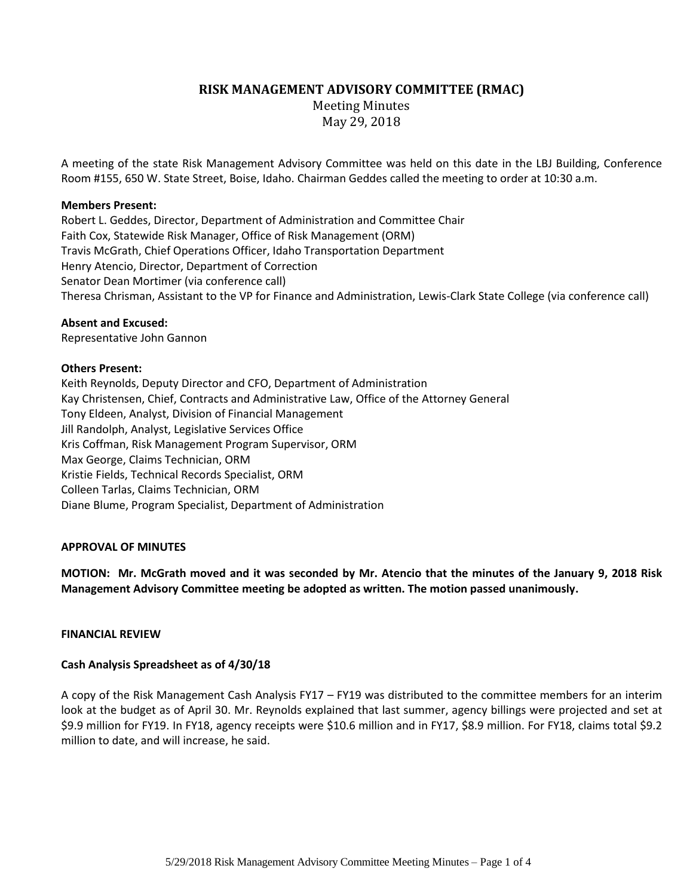# RISK MANAGEMENT ADVISORY COMMITTEE (RMAC)

Meeting Minutes

May 29, 2018

A meeting of the state Risk Management Advisory Committee was held on this date in the LBJ Building, Conference Room #155, 650 W. State Street, Boise, Idaho. Chairman Geddes called the meeting to order at 10:30 a.m.

**Members Present:**

Robert L. Geddes, Director, Department of Administration and Committee Chair
Faith Cox, Statewide Risk Manager, Office of Risk Management (ORM)
Travis McGrath, Chief Operations Officer, Idaho Transportation Department
Henry Atencio, Director, Department of Correction
Senator Dean Mortimer (via conference call)
Theresa Chrisman, Assistant to the VP for Finance and Administration, Lewis-Clark State College (via conference call)

**Absent and Excused:**

Representative John Gannon

**Others Present:**

Keith Reynolds, Deputy Director and CFO, Department of Administration
Kay Christensen, Chief, Contracts and Administrative Law, Office of the Attorney General
Tony Eldeen, Analyst, Division of Financial Management
Jill Randolph, Analyst, Legislative Services Office
Kris Coffman, Risk Management Program Supervisor, ORM
Max George, Claims Technician, ORM
Kristie Fields, Technical Records Specialist, ORM
Colleen Tarlas, Claims Technician, ORM
Diane Blume, Program Specialist, Department of Administration

**APPROVAL OF MINUTES**

**MOTION: Mr. McGrath moved and it was seconded by Mr. Atencio that the minutes of the January 9, 2018 Risk Management Advisory Committee meeting be adopted as written. The motion passed unanimously.**

**FINANCIAL REVIEW**

**Cash Analysis Spreadsheet as of 4/30/18**

A copy of the Risk Management Cash Analysis FY17 – FY19 was distributed to the committee members for an interim look at the budget as of April 30. Mr. Reynolds explained that last summer, agency billings were projected and set at $9.9 million for FY19. In FY18, agency receipts were $10.6 million and in FY17, $8.9 million. For FY18, claims total $9.2 million to date, and will increase, he said.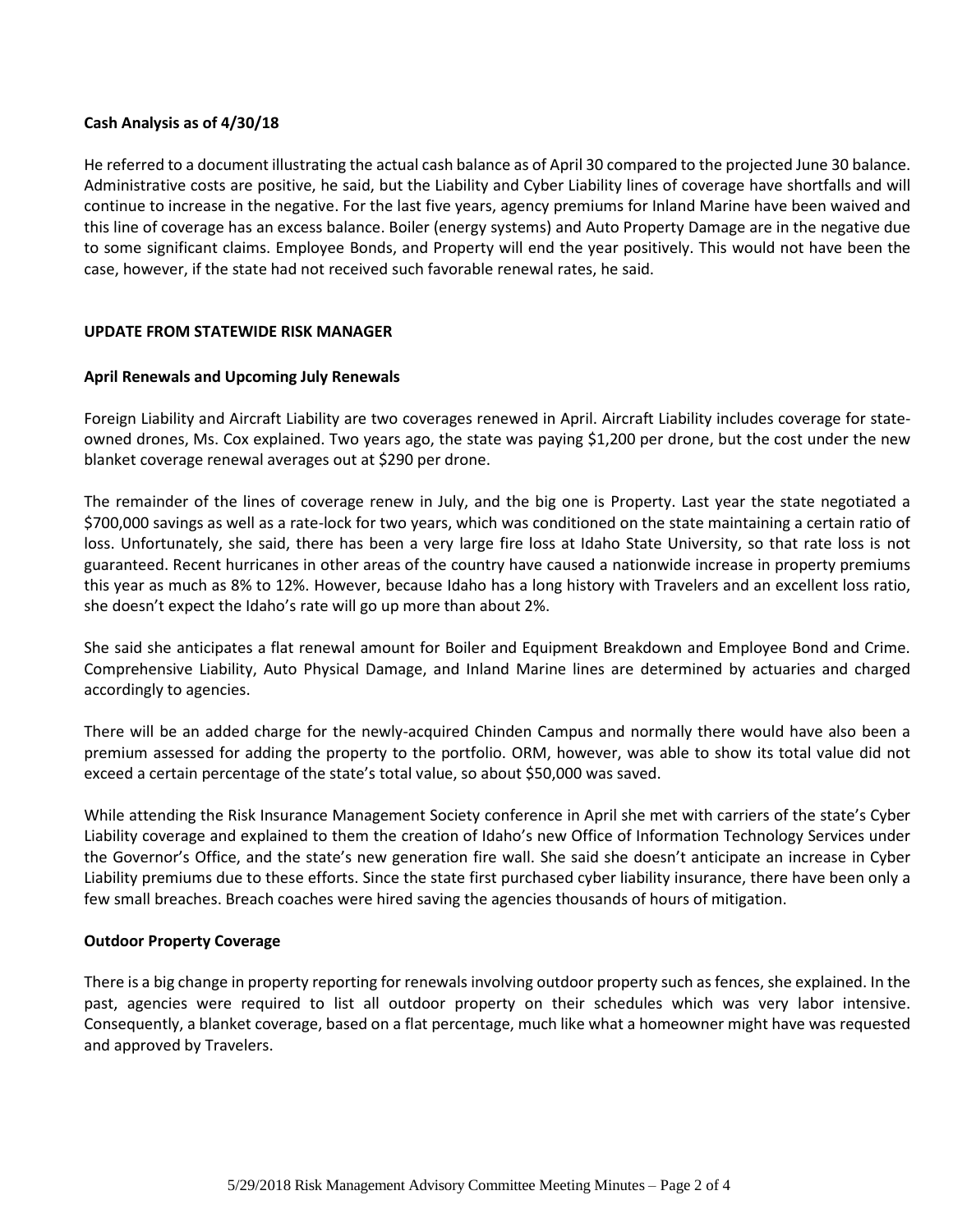**Cash Analysis as of 4/30/18**

He referred to a document illustrating the actual cash balance as of April 30 compared to the projected June 30 balance. Administrative costs are positive, he said, but the Liability and Cyber Liability lines of coverage have shortfalls and will continue to increase in the negative. For the last five years, agency premiums for Inland Marine have been waived and this line of coverage has an excess balance. Boiler (energy systems) and Auto Property Damage are in the negative due to some significant claims. Employee Bonds, and Property will end the year positively. This would not have been the case, however, if the state had not received such favorable renewal rates, he said.

## UPDATE FROM STATEWIDE RISK MANAGER

**April Renewals and Upcoming July Renewals**

Foreign Liability and Aircraft Liability are two coverages renewed in April. Aircraft Liability includes coverage for state-owned drones, Ms. Cox explained. Two years ago, the state was paying $1,200 per drone, but the cost under the new blanket coverage renewal averages out at $290 per drone.

The remainder of the lines of coverage renew in July, and the big one is Property. Last year the state negotiated a $700,000 savings as well as a rate-lock for two years, which was conditioned on the state maintaining a certain ratio of loss. Unfortunately, she said, there has been a very large fire loss at Idaho State University, so that rate loss is not guaranteed. Recent hurricanes in other areas of the country have caused a nationwide increase in property premiums this year as much as 8% to 12%. However, because Idaho has a long history with Travelers and an excellent loss ratio, she doesn't expect the Idaho's rate will go up more than about 2%.

She said she anticipates a flat renewal amount for Boiler and Equipment Breakdown and Employee Bond and Crime. Comprehensive Liability, Auto Physical Damage, and Inland Marine lines are determined by actuaries and charged accordingly to agencies.

There will be an added charge for the newly-acquired Chinden Campus and normally there would have also been a premium assessed for adding the property to the portfolio. ORM, however, was able to show its total value did not exceed a certain percentage of the state's total value, so about $50,000 was saved.

While attending the Risk Insurance Management Society conference in April she met with carriers of the state's Cyber Liability coverage and explained to them the creation of Idaho's new Office of Information Technology Services under the Governor's Office, and the state's new generation fire wall. She said she doesn't anticipate an increase in Cyber Liability premiums due to these efforts. Since the state first purchased cyber liability insurance, there have been only a few small breaches. Breach coaches were hired saving the agencies thousands of hours of mitigation.

**Outdoor Property Coverage**

There is a big change in property reporting for renewals involving outdoor property such as fences, she explained. In the past, agencies were required to list all outdoor property on their schedules which was very labor intensive. Consequently, a blanket coverage, based on a flat percentage, much like what a homeowner might have was requested and approved by Travelers.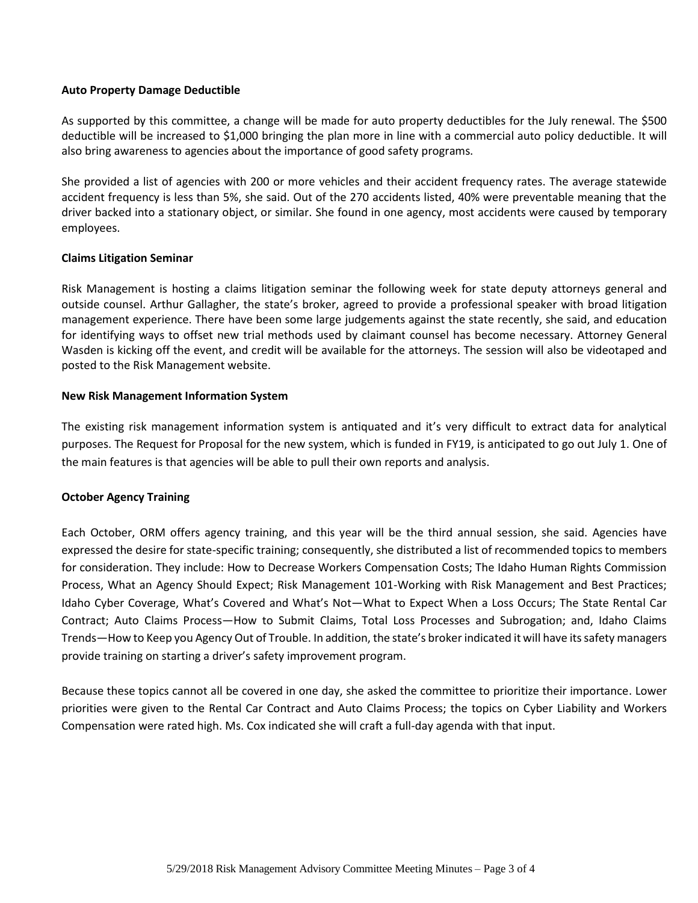**Auto Property Damage Deductible**

As supported by this committee, a change will be made for auto property deductibles for the July renewal. The $500 deductible will be increased to $1,000 bringing the plan more in line with a commercial auto policy deductible. It will also bring awareness to agencies about the importance of good safety programs.

She provided a list of agencies with 200 or more vehicles and their accident frequency rates. The average statewide accident frequency is less than 5%, she said. Out of the 270 accidents listed, 40% were preventable meaning that the driver backed into a stationary object, or similar. She found in one agency, most accidents were caused by temporary employees.

**Claims Litigation Seminar**

Risk Management is hosting a claims litigation seminar the following week for state deputy attorneys general and outside counsel. Arthur Gallagher, the state's broker, agreed to provide a professional speaker with broad litigation management experience. There have been some large judgements against the state recently, she said, and education for identifying ways to offset new trial methods used by claimant counsel has become necessary. Attorney General Wasden is kicking off the event, and credit will be available for the attorneys. The session will also be videotaped and posted to the Risk Management website.

**New Risk Management Information System**

The existing risk management information system is antiquated and it's very difficult to extract data for analytical purposes. The Request for Proposal for the new system, which is funded in FY19, is anticipated to go out July 1. One of the main features is that agencies will be able to pull their own reports and analysis.

**October Agency Training**

Each October, ORM offers agency training, and this year will be the third annual session, she said. Agencies have expressed the desire for state-specific training; consequently, she distributed a list of recommended topics to members for consideration. They include: How to Decrease Workers Compensation Costs; The Idaho Human Rights Commission Process, What an Agency Should Expect; Risk Management 101-Working with Risk Management and Best Practices; Idaho Cyber Coverage, What's Covered and What's Not—What to Expect When a Loss Occurs; The State Rental Car Contract; Auto Claims Process—How to Submit Claims, Total Loss Processes and Subrogation; and, Idaho Claims Trends—How to Keep you Agency Out of Trouble. In addition, the state's broker indicated it will have its safety managers provide training on starting a driver's safety improvement program.

Because these topics cannot all be covered in one day, she asked the committee to prioritize their importance. Lower priorities were given to the Rental Car Contract and Auto Claims Process; the topics on Cyber Liability and Workers Compensation were rated high. Ms. Cox indicated she will craft a full-day agenda with that input.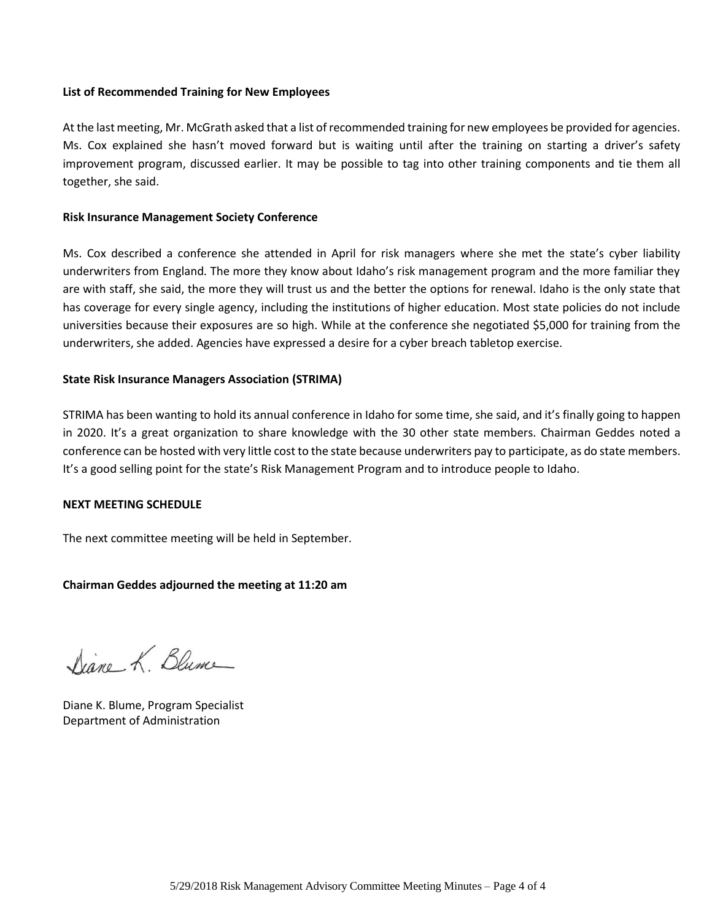**List of Recommended Training for New Employees**

At the last meeting, Mr. McGrath asked that a list of recommended training for new employees be provided for agencies. Ms. Cox explained she hasn't moved forward but is waiting until after the training on starting a driver's safety improvement program, discussed earlier. It may be possible to tag into other training components and tie them all together, she said.

**Risk Insurance Management Society Conference**

Ms. Cox described a conference she attended in April for risk managers where she met the state's cyber liability underwriters from England. The more they know about Idaho's risk management program and the more familiar they are with staff, she said, the more they will trust us and the better the options for renewal. Idaho is the only state that has coverage for every single agency, including the institutions of higher education. Most state policies do not include universities because their exposures are so high. While at the conference she negotiated $5,000 for training from the underwriters, she added. Agencies have expressed a desire for a cyber breach tabletop exercise.

**State Risk Insurance Managers Association (STRIMA)**

STRIMA has been wanting to hold its annual conference in Idaho for some time, she said, and it's finally going to happen in 2020. It's a great organization to share knowledge with the 30 other state members. Chairman Geddes noted a conference can be hosted with very little cost to the state because underwriters pay to participate, as do state members. It's a good selling point for the state's Risk Management Program and to introduce people to Idaho.

**NEXT MEETING SCHEDULE**

The next committee meeting will be held in September.

**Chairman Geddes adjourned the meeting at 11:20 am**

Diane K. Blume

Diane K. Blume, Program Specialist
Department of Administration